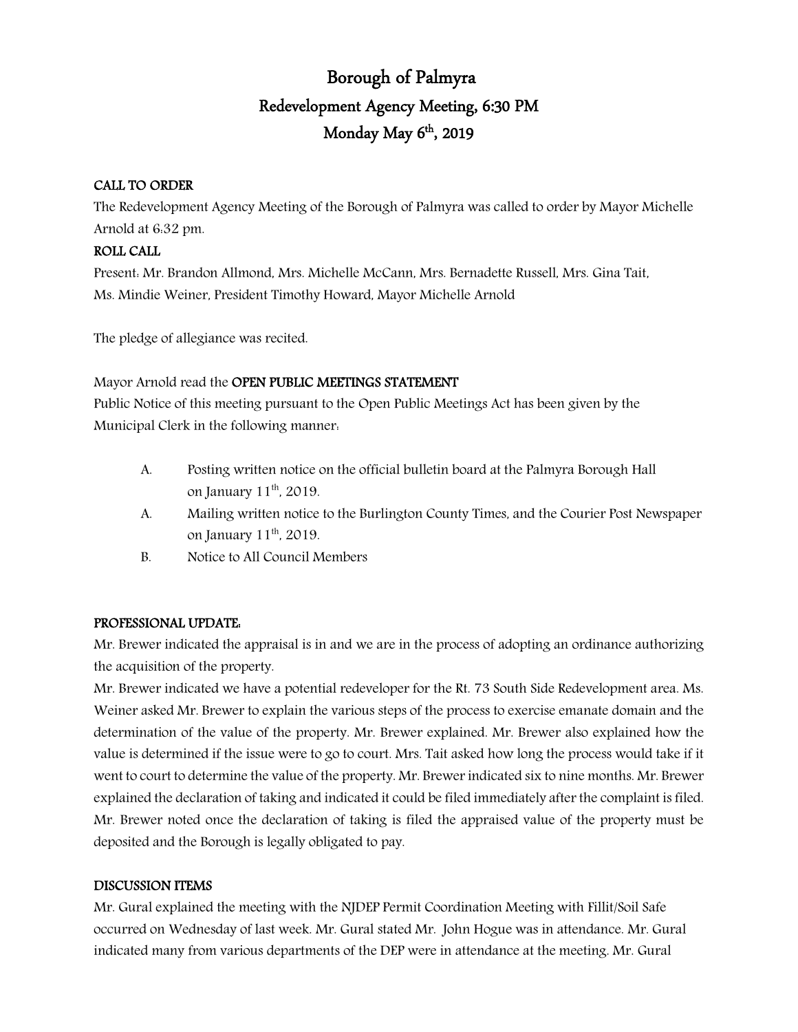# Borough of Palmyra

## Redevelopment Agency Meeting, 6:30 PM

## Monday May 6th, 2019

**CALL TO ORDER**

The Redevelopment Agency Meeting of the Borough of Palmyra was called to order by Mayor Michelle Arnold at 6:32 pm.

**ROLL CALL**

Present: Mr. Brandon Allmond, Mrs. Michelle McCann, Mrs. Bernadette Russell, Mrs. Gina Tait, Ms. Mindie Weiner, President Timothy Howard, Mayor Michelle Arnold

The pledge of allegiance was recited.

Mayor Arnold read the **OPEN PUBLIC MEETINGS STATEMENT**

Public Notice of this meeting pursuant to the Open Public Meetings Act has been given by the Municipal Clerk in the following manner:

A. Posting written notice on the official bulletin board at the Palmyra Borough Hall on January 11th, 2019.

A. Mailing written notice to the Burlington County Times, and the Courier Post Newspaper on January 11th, 2019.

B. Notice to All Council Members

**PROFESSIONAL UPDATE:**

Mr. Brewer indicated the appraisal is in and we are in the process of adopting an ordinance authorizing the acquisition of the property.

Mr. Brewer indicated we have a potential redeveloper for the Rt. 73 South Side Redevelopment area. Ms. Weiner asked Mr. Brewer to explain the various steps of the process to exercise emanate domain and the determination of the value of the property. Mr. Brewer explained. Mr. Brewer also explained how the value is determined if the issue were to go to court. Mrs. Tait asked how long the process would take if it went to court to determine the value of the property. Mr. Brewer indicated six to nine months. Mr. Brewer explained the declaration of taking and indicated it could be filed immediately after the complaint is filed. Mr. Brewer noted once the declaration of taking is filed the appraised value of the property must be deposited and the Borough is legally obligated to pay.

**DISCUSSION ITEMS**

Mr. Gural explained the meeting with the NJDEP Permit Coordination Meeting with Fillit/Soil Safe occurred on Wednesday of last week. Mr. Gural stated Mr. John Hogue was in attendance. Mr. Gural indicated many from various departments of the DEP were in attendance at the meeting. Mr. Gural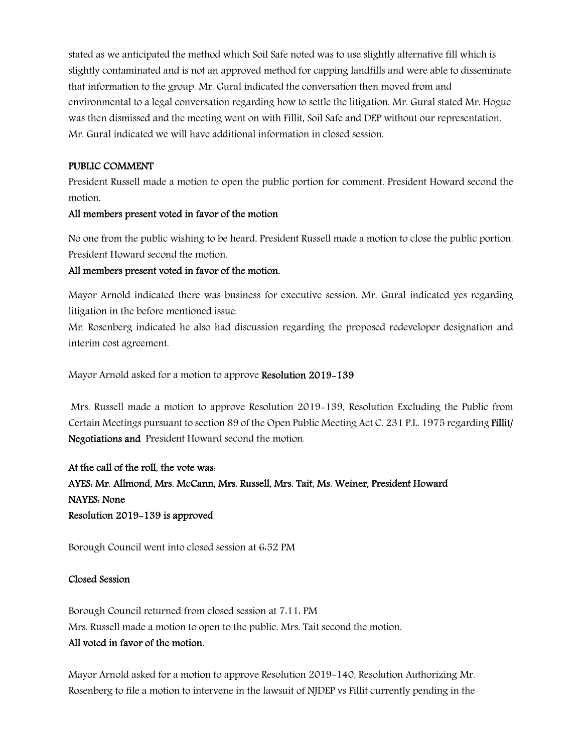stated as we anticipated the method which Soil Safe noted was to use slightly alternative fill which is slightly contaminated and is not an approved method for capping landfills and were able to disseminate that information to the group. Mr. Gural indicated the conversation then moved from and environmental to a legal conversation regarding how to settle the litigation. Mr. Gural stated Mr. Hogue was then dismissed and the meeting went on with Fillit, Soil Safe and DEP without our representation. Mr. Gural indicated we will have additional information in closed session.

**PUBLIC COMMENT**

President Russell made a motion to open the public portion for comment. President Howard second the motion.

**All members present voted in favor of the motion**

No one from the public wishing to be heard, President Russell made a motion to close the public portion. President Howard second the motion.

**All members present voted in favor of the motion.**

Mayor Arnold indicated there was business for executive session. Mr. Gural indicated yes regarding litigation in the before mentioned issue.

Mr. Rosenberg indicated he also had discussion regarding the proposed redeveloper designation and interim cost agreement.

Mayor Arnold asked for a motion to approve **Resolution 2019-139**

Mrs. Russell made a motion to approve Resolution 2019-139, Resolution Excluding the Public from Certain Meetings pursuant to section 89 of the Open Public Meeting Act C. 231 P.L. 1975 regarding **Fillit/ Negotiations and** President Howard second the motion.

**At the call of the roll, the vote was:**
**AYES: Mr. Allmond, Mrs. McCann, Mrs. Russell, Mrs. Tait, Ms. Weiner, President Howard**
**NAYES: None**
**Resolution 2019-139 is approved**

Borough Council went into closed session at 6:52 PM

**Closed Session**

Borough Council returned from closed session at 7:11: PM
Mrs. Russell made a motion to open to the public. Mrs. Tait second the motion.
**All voted in favor of the motion.**

Mayor Arnold asked for a motion to approve Resolution 2019-140, Resolution Authorizing Mr. Rosenberg to file a motion to intervene in the lawsuit of NJDEP vs Fillit currently pending in the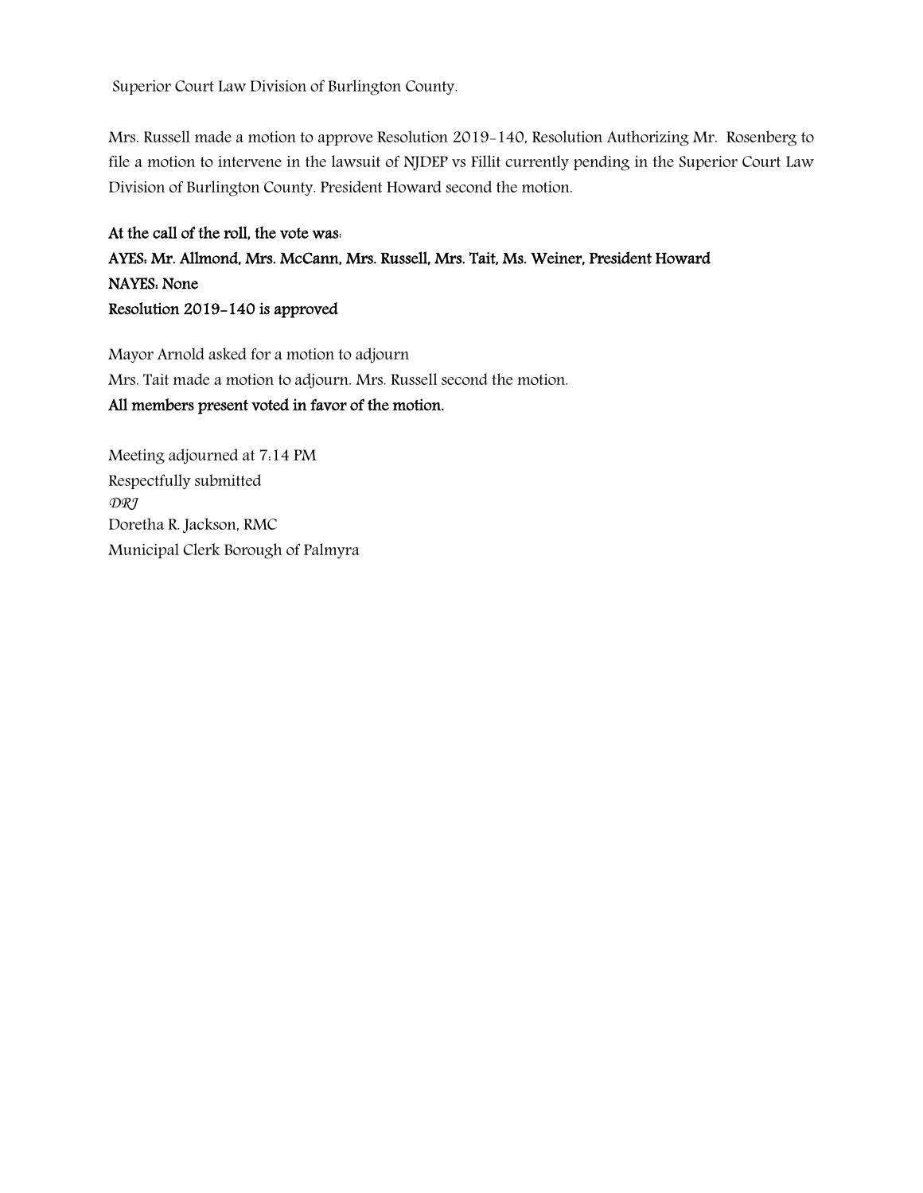Superior Court Law Division of Burlington County.

Mrs. Russell made a motion to approve Resolution 2019-140, Resolution Authorizing Mr. Rosenberg to file a motion to intervene in the lawsuit of NJDEP vs Fillit currently pending in the Superior Court Law Division of Burlington County. President Howard second the motion.

**At the call of the roll, the vote was:**
**AYES: Mr. Allmond, Mrs. McCann, Mrs. Russell, Mrs. Tait, Ms. Weiner, President Howard**
**NAYES: None**
**Resolution 2019-140 is approved**

Mayor Arnold asked for a motion to adjourn
Mrs. Tait made a motion to adjourn. Mrs. Russell second the motion.
**All members present voted in favor of the motion.**

Meeting adjourned at 7:14 PM
Respectfully submitted
*DRJ*
Doretha R. Jackson, RMC
Municipal Clerk Borough of Palmyra